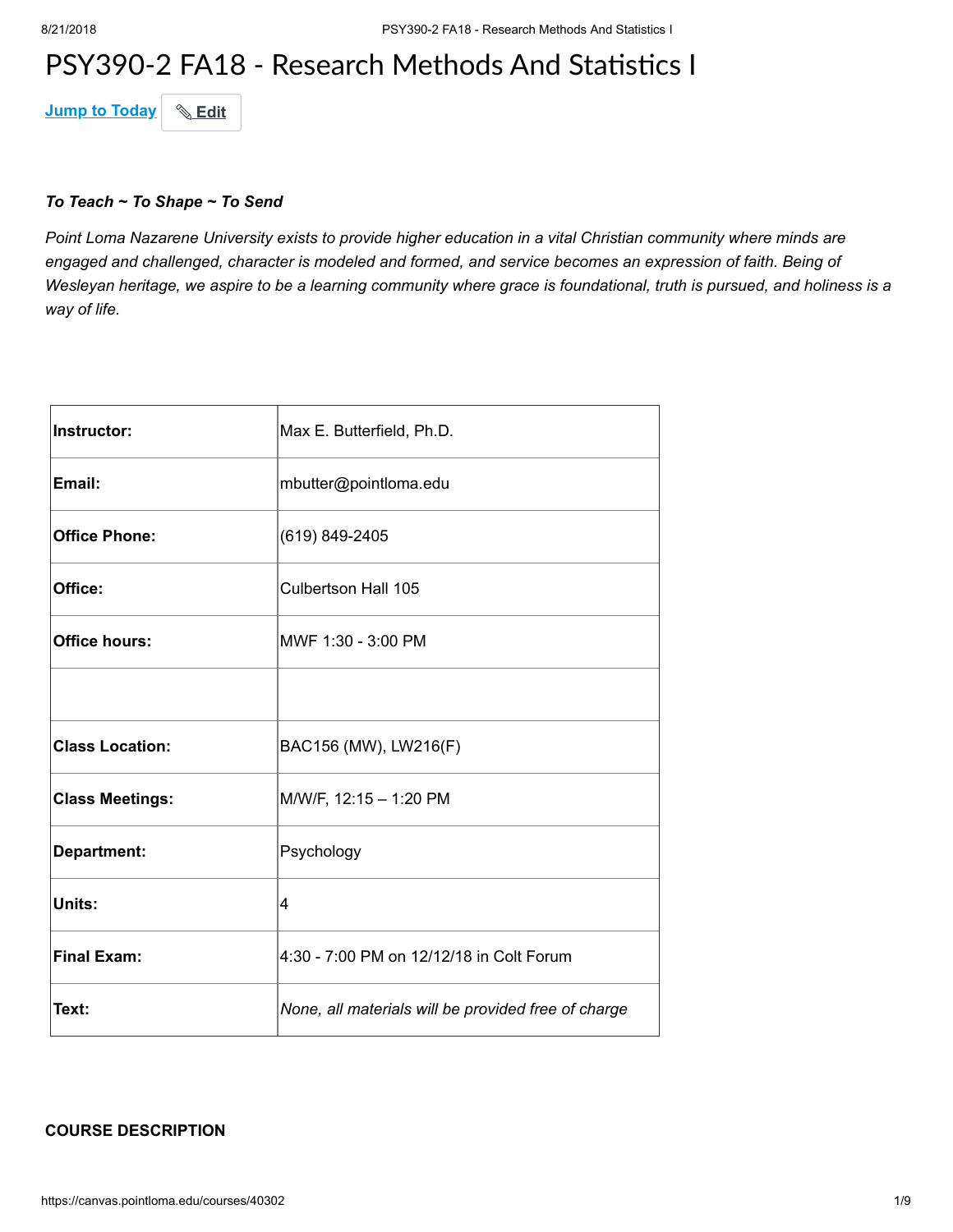# PSY390-2 FA18 - Research Methods And Statistics I

Jump to Today | Edit

***To Teach ~ To Shape ~ To Send***

*Point Loma Nazarene University exists to provide higher education in a vital Christian community where minds are engaged and challenged, character is modeled and formed, and service becomes an expression of faith. Being of Wesleyan heritage, we aspire to be a learning community where grace is foundational, truth is pursued, and holiness is a way of life.*

| | |
|---|---|
| **Instructor:** | Max E. Butterfield, Ph.D. |
| **Email:** | mbutter@pointloma.edu |
| **Office Phone:** | (619) 849-2405 |
| **Office:** | Culbertson Hall 105 |
| **Office hours:** | MWF 1:30 - 3:00 PM |
| | |
| **Class Location:** | BAC156 (MW), LW216(F) |
| **Class Meetings:** | M/W/F, 12:15 – 1:20 PM |
| **Department:** | Psychology |
| **Units:** | 4 |
| **Final Exam:** | 4:30 - 7:00 PM on 12/12/18 in Colt Forum |
| **Text:** | *None, all materials will be provided free of charge* |

**COURSE DESCRIPTION**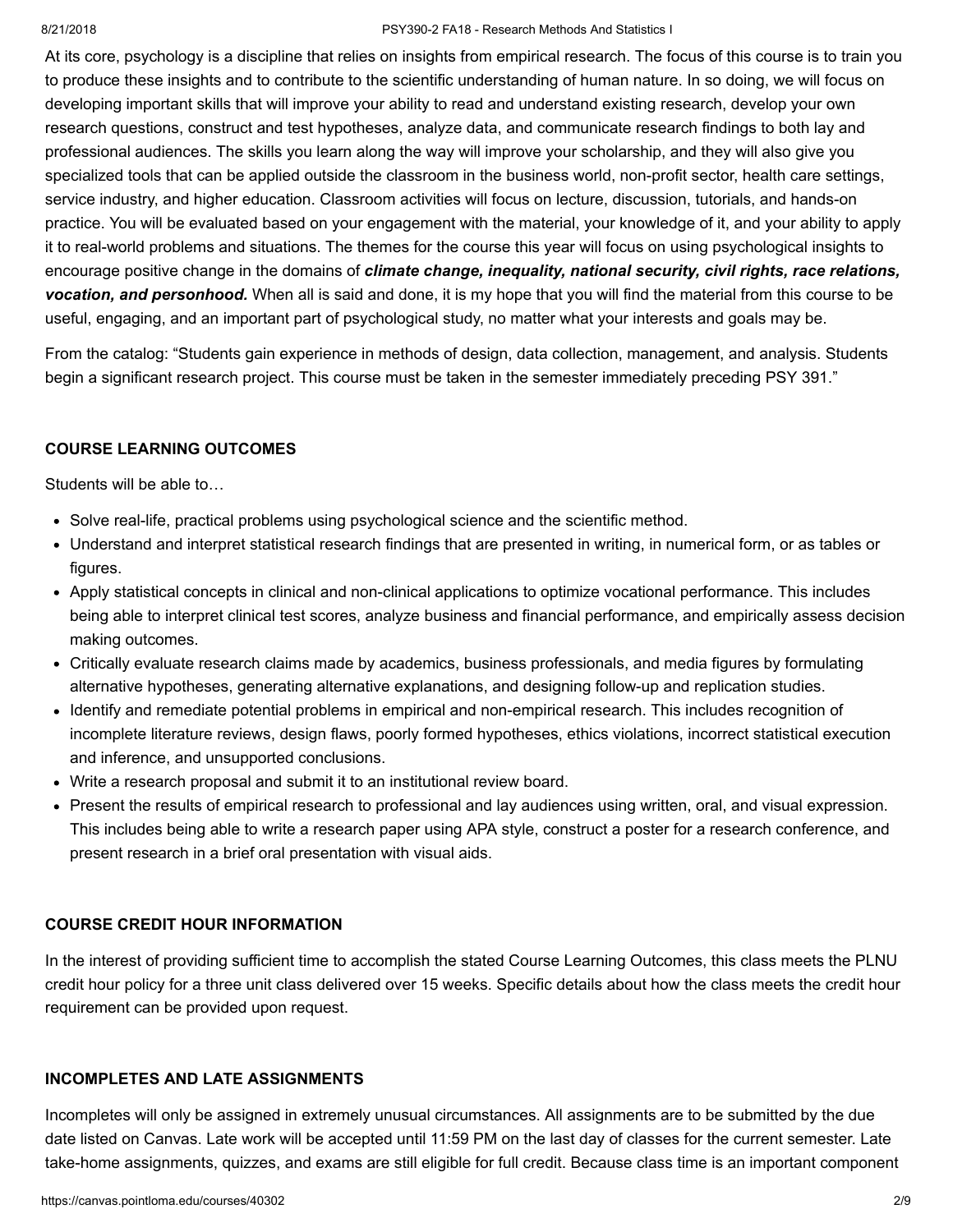At its core, psychology is a discipline that relies on insights from empirical research. The focus of this course is to train you to produce these insights and to contribute to the scientific understanding of human nature. In so doing, we will focus on developing important skills that will improve your ability to read and understand existing research, develop your own research questions, construct and test hypotheses, analyze data, and communicate research findings to both lay and professional audiences. The skills you learn along the way will improve your scholarship, and they will also give you specialized tools that can be applied outside the classroom in the business world, non-profit sector, health care settings, service industry, and higher education. Classroom activities will focus on lecture, discussion, tutorials, and hands-on practice. You will be evaluated based on your engagement with the material, your knowledge of it, and your ability to apply it to real-world problems and situations. The themes for the course this year will focus on using psychological insights to encourage positive change in the domains of ***climate change, inequality, national security, civil rights, race relations, vocation, and personhood.*** When all is said and done, it is my hope that you will find the material from this course to be useful, engaging, and an important part of psychological study, no matter what your interests and goals may be.

From the catalog: "Students gain experience in methods of design, data collection, management, and analysis. Students begin a significant research project. This course must be taken in the semester immediately preceding PSY 391."

## COURSE LEARNING OUTCOMES

Students will be able to…

- Solve real-life, practical problems using psychological science and the scientific method.
- Understand and interpret statistical research findings that are presented in writing, in numerical form, or as tables or figures.
- Apply statistical concepts in clinical and non-clinical applications to optimize vocational performance. This includes being able to interpret clinical test scores, analyze business and financial performance, and empirically assess decision making outcomes.
- Critically evaluate research claims made by academics, business professionals, and media figures by formulating alternative hypotheses, generating alternative explanations, and designing follow-up and replication studies.
- Identify and remediate potential problems in empirical and non-empirical research. This includes recognition of incomplete literature reviews, design flaws, poorly formed hypotheses, ethics violations, incorrect statistical execution and inference, and unsupported conclusions.
- Write a research proposal and submit it to an institutional review board.
- Present the results of empirical research to professional and lay audiences using written, oral, and visual expression. This includes being able to write a research paper using APA style, construct a poster for a research conference, and present research in a brief oral presentation with visual aids.

## COURSE CREDIT HOUR INFORMATION

In the interest of providing sufficient time to accomplish the stated Course Learning Outcomes, this class meets the PLNU credit hour policy for a three unit class delivered over 15 weeks. Specific details about how the class meets the credit hour requirement can be provided upon request.

## INCOMPLETES AND LATE ASSIGNMENTS

Incompletes will only be assigned in extremely unusual circumstances. All assignments are to be submitted by the due date listed on Canvas. Late work will be accepted until 11:59 PM on the last day of classes for the current semester. Late take-home assignments, quizzes, and exams are still eligible for full credit. Because class time is an important component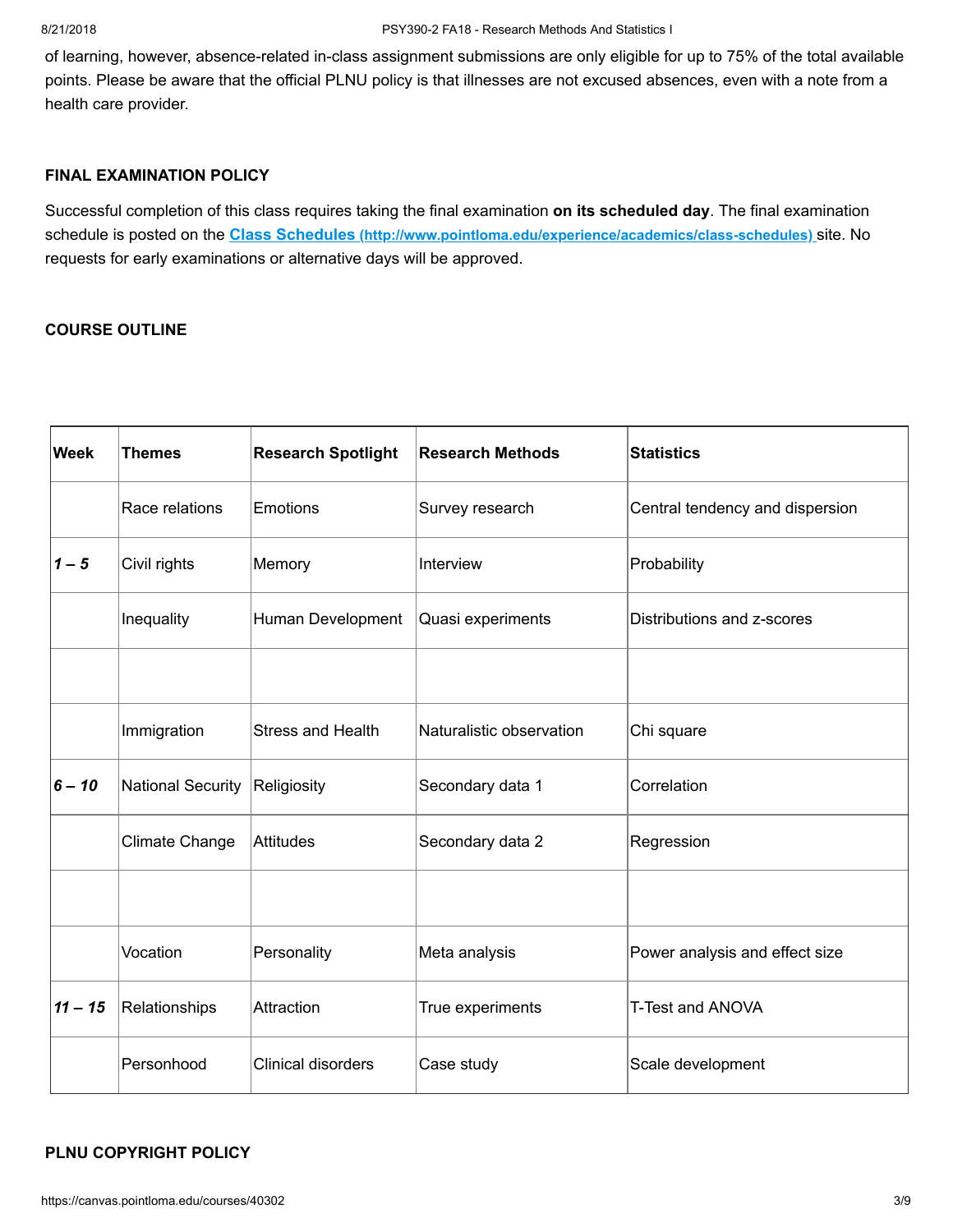of learning, however, absence-related in-class assignment submissions are only eligible for up to 75% of the total available points. Please be aware that the official PLNU policy is that illnesses are not excused absences, even with a note from a health care provider.

**FINAL EXAMINATION POLICY**

Successful completion of this class requires taking the final examination **on its scheduled day**. The final examination schedule is posted on the [Class Schedules (http://www.pointloma.edu/experience/academics/class-schedules)](http://www.pointloma.edu/experience/academics/class-schedules) site. No requests for early examinations or alternative days will be approved.

**COURSE OUTLINE**

| Week | Themes | Research Spotlight | Research Methods | Statistics |
|---|---|---|---|---|
| | Race relations | Emotions | Survey research | Central tendency and dispersion |
| ***1 – 5*** | Civil rights | Memory | Interview | Probability |
| | Inequality | Human Development | Quasi experiments | Distributions and z-scores |
| | | | | |
| | Immigration | Stress and Health | Naturalistic observation | Chi square |
| ***6 – 10*** | National Security | Religiosity | Secondary data 1 | Correlation |
| | Climate Change | Attitudes | Secondary data 2 | Regression |
| | | | | |
| | Vocation | Personality | Meta analysis | Power analysis and effect size |
| ***11 – 15*** | Relationships | Attraction | True experiments | T-Test and ANOVA |
| | Personhood | Clinical disorders | Case study | Scale development |

**PLNU COPYRIGHT POLICY**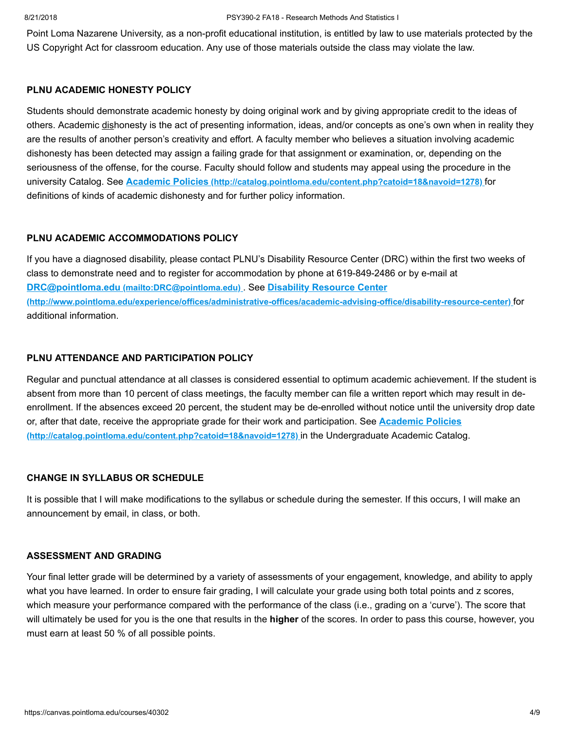Point Loma Nazarene University, as a non-profit educational institution, is entitled by law to use materials protected by the US Copyright Act for classroom education. Any use of those materials outside the class may violate the law.

### PLNU ACADEMIC HONESTY POLICY

Students should demonstrate academic honesty by doing original work and by giving appropriate credit to the ideas of others. Academic dishonesty is the act of presenting information, ideas, and/or concepts as one's own when in reality they are the results of another person's creativity and effort. A faculty member who believes a situation involving academic dishonesty has been detected may assign a failing grade for that assignment or examination, or, depending on the seriousness of the offense, for the course. Faculty should follow and students may appeal using the procedure in the university Catalog. See [Academic Policies (http://catalog.pointloma.edu/content.php?catoid=18&navoid=1278)](http://catalog.pointloma.edu/content.php?catoid=18&navoid=1278) for definitions of kinds of academic dishonesty and for further policy information.

### PLNU ACADEMIC ACCOMMODATIONS POLICY

If you have a diagnosed disability, please contact PLNU's Disability Resource Center (DRC) within the first two weeks of class to demonstrate need and to register for accommodation by phone at 619-849-2486 or by e-mail at [DRC@pointloma.edu (mailto:DRC@pointloma.edu)](mailto:DRC@pointloma.edu). See [Disability Resource Center (http://www.pointloma.edu/experience/offices/administrative-offices/academic-advising-office/disability-resource-center)](http://www.pointloma.edu/experience/offices/administrative-offices/academic-advising-office/disability-resource-center) for additional information.

### PLNU ATTENDANCE AND PARTICIPATION POLICY

Regular and punctual attendance at all classes is considered essential to optimum academic achievement. If the student is absent from more than 10 percent of class meetings, the faculty member can file a written report which may result in de-enrollment. If the absences exceed 20 percent, the student may be de-enrolled without notice until the university drop date or, after that date, receive the appropriate grade for their work and participation. See [Academic Policies (http://catalog.pointloma.edu/content.php?catoid=18&navoid=1278)](http://catalog.pointloma.edu/content.php?catoid=18&navoid=1278) in the Undergraduate Academic Catalog.

### CHANGE IN SYLLABUS OR SCHEDULE

It is possible that I will make modifications to the syllabus or schedule during the semester. If this occurs, I will make an announcement by email, in class, or both.

### ASSESSMENT AND GRADING

Your final letter grade will be determined by a variety of assessments of your engagement, knowledge, and ability to apply what you have learned. In order to ensure fair grading, I will calculate your grade using both total points and z scores, which measure your performance compared with the performance of the class (i.e., grading on a 'curve'). The score that will ultimately be used for you is the one that results in the **higher** of the scores. In order to pass this course, however, you must earn at least 50 % of all possible points.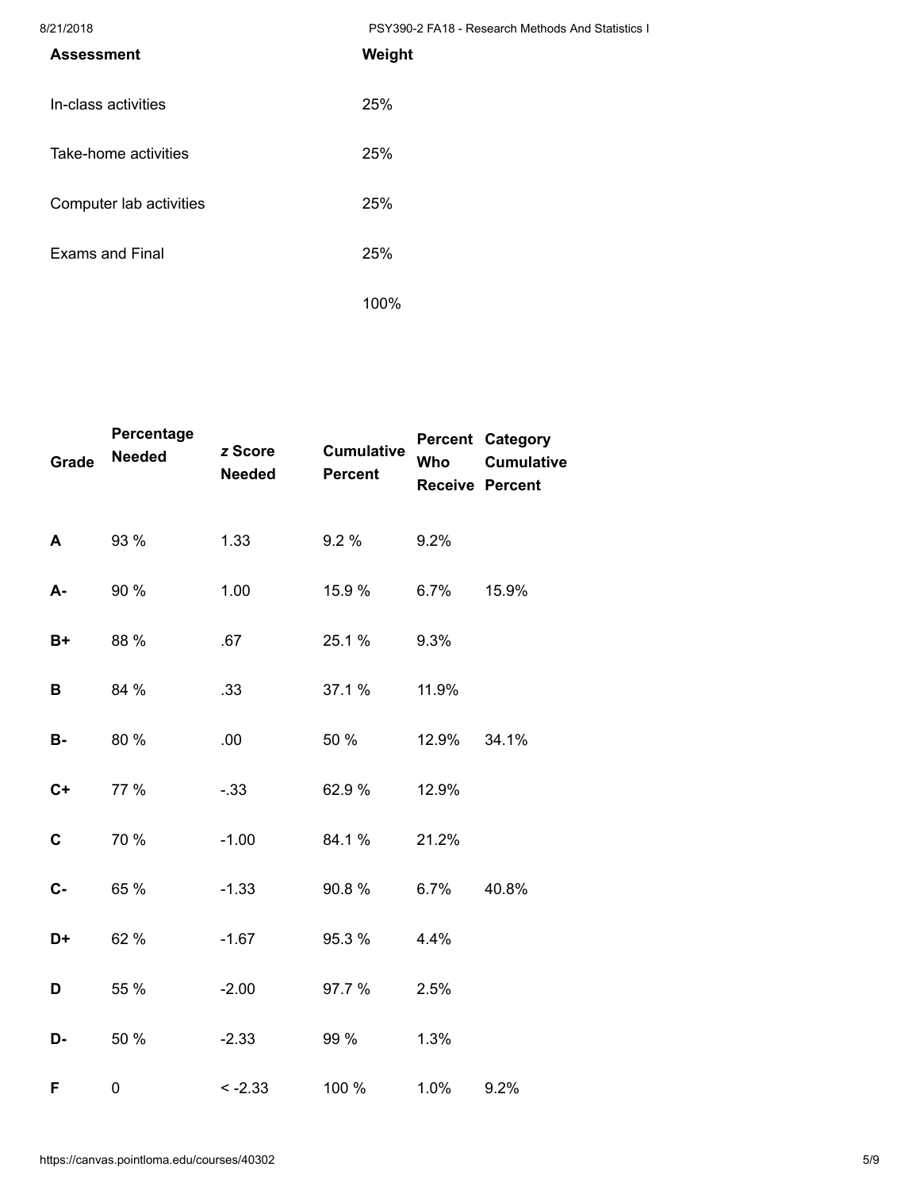| Assessment | Weight |
|---|---|
| In-class activities | 25% |
| Take-home activities | 25% |
| Computer lab activities | 25% |
| Exams and Final | 25% |
| | 100% |

| Grade | Percentage Needed | *z* Score Needed | Cumulative Percent | Percent Who Receive | Category Cumulative Percent |
|---|---|---|---|---|---|
| **A** | 93 % | 1.33 | 9.2 % | 9.2% | |
| **A-** | 90 % | 1.00 | 15.9 % | 6.7% | 15.9% |
| **B+** | 88 % | .67 | 25.1 % | 9.3% | |
| **B** | 84 % | .33 | 37.1 % | 11.9% | |
| **B-** | 80 % | .00 | 50 % | 12.9% | 34.1% |
| **C+** | 77 % | -.33 | 62.9 % | 12.9% | |
| **C** | 70 % | -1.00 | 84.1 % | 21.2% | |
| **C-** | 65 % | -1.33 | 90.8 % | 6.7% | 40.8% |
| **D+** | 62 % | -1.67 | 95.3 % | 4.4% | |
| **D** | 55 % | -2.00 | 97.7 % | 2.5% | |
| **D-** | 50 % | -2.33 | 99 % | 1.3% | |
| **F** | 0 | < -2.33 | 100 % | 1.0% | 9.2% |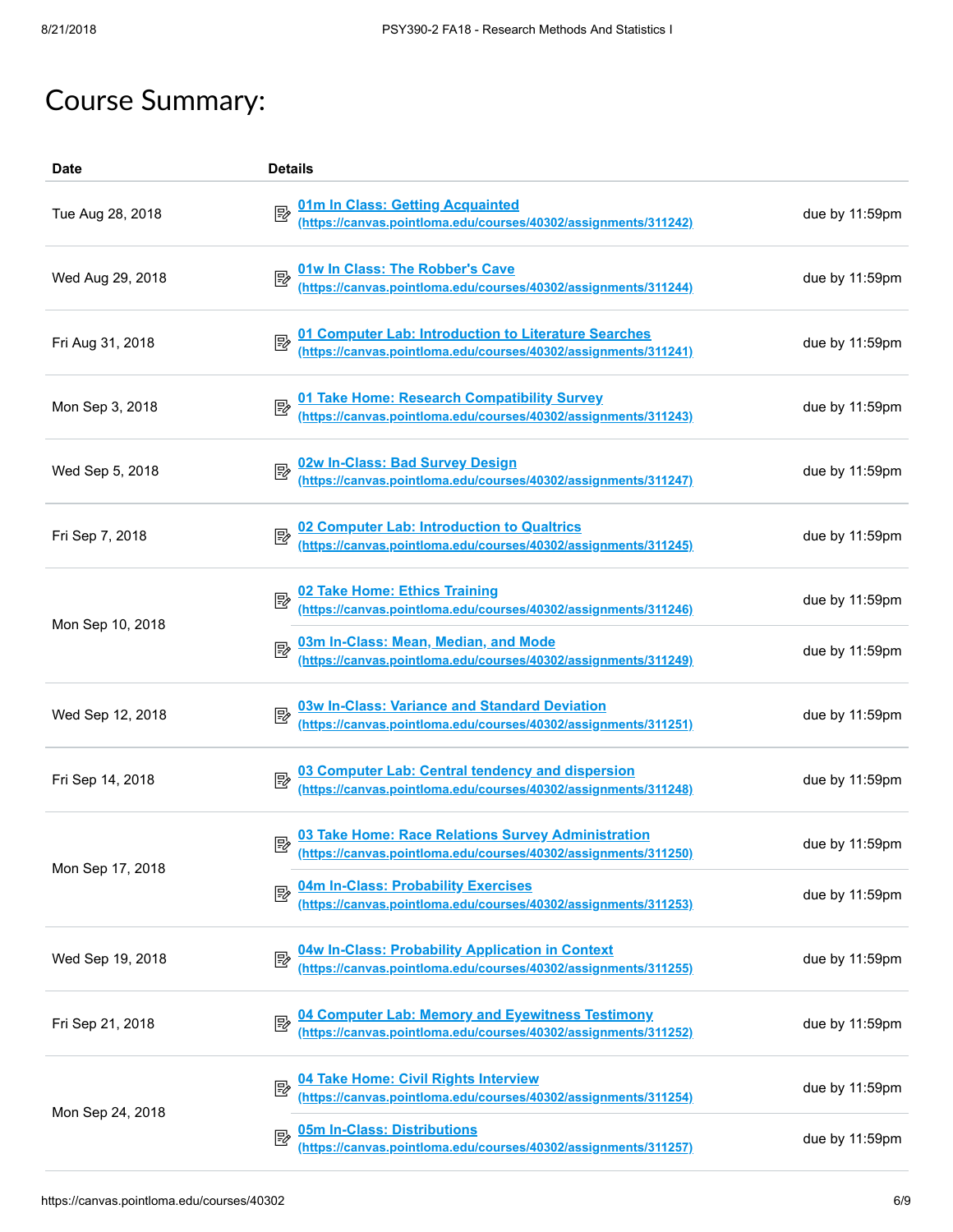# Course Summary:

| Date | Details | |
|---|---|---|
| Tue Aug 28, 2018 | [01m In Class: Getting Acquainted](https://canvas.pointloma.edu/courses/40302/assignments/311242) (https://canvas.pointloma.edu/courses/40302/assignments/311242) | due by 11:59pm |
| Wed Aug 29, 2018 | [01w In Class: The Robber's Cave](https://canvas.pointloma.edu/courses/40302/assignments/311244) (https://canvas.pointloma.edu/courses/40302/assignments/311244) | due by 11:59pm |
| Fri Aug 31, 2018 | [01 Computer Lab: Introduction to Literature Searches](https://canvas.pointloma.edu/courses/40302/assignments/311241) (https://canvas.pointloma.edu/courses/40302/assignments/311241) | due by 11:59pm |
| Mon Sep 3, 2018 | [01 Take Home: Research Compatibility Survey](https://canvas.pointloma.edu/courses/40302/assignments/311243) (https://canvas.pointloma.edu/courses/40302/assignments/311243) | due by 11:59pm |
| Wed Sep 5, 2018 | [02w In-Class: Bad Survey Design](https://canvas.pointloma.edu/courses/40302/assignments/311247) (https://canvas.pointloma.edu/courses/40302/assignments/311247) | due by 11:59pm |
| Fri Sep 7, 2018 | [02 Computer Lab: Introduction to Qualtrics](https://canvas.pointloma.edu/courses/40302/assignments/311245) (https://canvas.pointloma.edu/courses/40302/assignments/311245) | due by 11:59pm |
| Mon Sep 10, 2018 | [02 Take Home: Ethics Training](https://canvas.pointloma.edu/courses/40302/assignments/311246) (https://canvas.pointloma.edu/courses/40302/assignments/311246) | due by 11:59pm |
| | [03m In-Class: Mean, Median, and Mode](https://canvas.pointloma.edu/courses/40302/assignments/311249) (https://canvas.pointloma.edu/courses/40302/assignments/311249) | due by 11:59pm |
| Wed Sep 12, 2018 | [03w In-Class: Variance and Standard Deviation](https://canvas.pointloma.edu/courses/40302/assignments/311251) (https://canvas.pointloma.edu/courses/40302/assignments/311251) | due by 11:59pm |
| Fri Sep 14, 2018 | [03 Computer Lab: Central tendency and dispersion](https://canvas.pointloma.edu/courses/40302/assignments/311248) (https://canvas.pointloma.edu/courses/40302/assignments/311248) | due by 11:59pm |
| Mon Sep 17, 2018 | [03 Take Home: Race Relations Survey Administration](https://canvas.pointloma.edu/courses/40302/assignments/311250) (https://canvas.pointloma.edu/courses/40302/assignments/311250) | due by 11:59pm |
| | [04m In-Class: Probability Exercises](https://canvas.pointloma.edu/courses/40302/assignments/311253) (https://canvas.pointloma.edu/courses/40302/assignments/311253) | due by 11:59pm |
| Wed Sep 19, 2018 | [04w In-Class: Probability Application in Context](https://canvas.pointloma.edu/courses/40302/assignments/311255) (https://canvas.pointloma.edu/courses/40302/assignments/311255) | due by 11:59pm |
| Fri Sep 21, 2018 | [04 Computer Lab: Memory and Eyewitness Testimony](https://canvas.pointloma.edu/courses/40302/assignments/311252) (https://canvas.pointloma.edu/courses/40302/assignments/311252) | due by 11:59pm |
| Mon Sep 24, 2018 | [04 Take Home: Civil Rights Interview](https://canvas.pointloma.edu/courses/40302/assignments/311254) (https://canvas.pointloma.edu/courses/40302/assignments/311254) | due by 11:59pm |
| | [05m In-Class: Distributions](https://canvas.pointloma.edu/courses/40302/assignments/311257) (https://canvas.pointloma.edu/courses/40302/assignments/311257) | due by 11:59pm |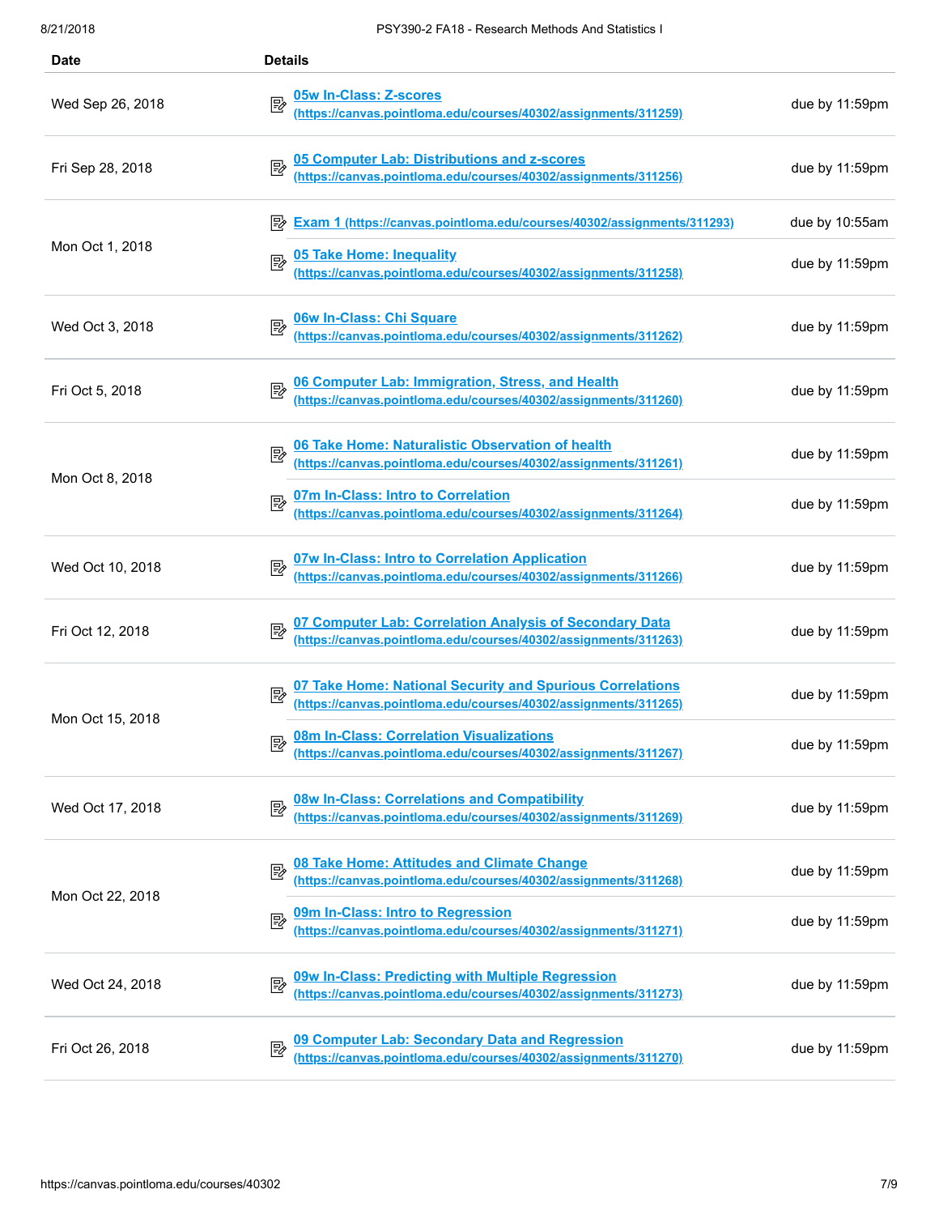| Date | Details | |
| --- | --- | --- |
| Wed Sep 26, 2018 | 05w In-Class: Z-scores (https://canvas.pointloma.edu/courses/40302/assignments/311259) | due by 11:59pm |
| Fri Sep 28, 2018 | 05 Computer Lab: Distributions and z-scores (https://canvas.pointloma.edu/courses/40302/assignments/311256) | due by 11:59pm |
| Mon Oct 1, 2018 | Exam 1 (https://canvas.pointloma.edu/courses/40302/assignments/311293) | due by 10:55am |
| | 05 Take Home: Inequality (https://canvas.pointloma.edu/courses/40302/assignments/311258) | due by 11:59pm |
| Wed Oct 3, 2018 | 06w In-Class: Chi Square (https://canvas.pointloma.edu/courses/40302/assignments/311262) | due by 11:59pm |
| Fri Oct 5, 2018 | 06 Computer Lab: Immigration, Stress, and Health (https://canvas.pointloma.edu/courses/40302/assignments/311260) | due by 11:59pm |
| Mon Oct 8, 2018 | 06 Take Home: Naturalistic Observation of health (https://canvas.pointloma.edu/courses/40302/assignments/311261) | due by 11:59pm |
| | 07m In-Class: Intro to Correlation (https://canvas.pointloma.edu/courses/40302/assignments/311264) | due by 11:59pm |
| Wed Oct 10, 2018 | 07w In-Class: Intro to Correlation Application (https://canvas.pointloma.edu/courses/40302/assignments/311266) | due by 11:59pm |
| Fri Oct 12, 2018 | 07 Computer Lab: Correlation Analysis of Secondary Data (https://canvas.pointloma.edu/courses/40302/assignments/311263) | due by 11:59pm |
| Mon Oct 15, 2018 | 07 Take Home: National Security and Spurious Correlations (https://canvas.pointloma.edu/courses/40302/assignments/311265) | due by 11:59pm |
| | 08m In-Class: Correlation Visualizations (https://canvas.pointloma.edu/courses/40302/assignments/311267) | due by 11:59pm |
| Wed Oct 17, 2018 | 08w In-Class: Correlations and Compatibility (https://canvas.pointloma.edu/courses/40302/assignments/311269) | due by 11:59pm |
| Mon Oct 22, 2018 | 08 Take Home: Attitudes and Climate Change (https://canvas.pointloma.edu/courses/40302/assignments/311268) | due by 11:59pm |
| | 09m In-Class: Intro to Regression (https://canvas.pointloma.edu/courses/40302/assignments/311271) | due by 11:59pm |
| Wed Oct 24, 2018 | 09w In-Class: Predicting with Multiple Regression (https://canvas.pointloma.edu/courses/40302/assignments/311273) | due by 11:59pm |
| Fri Oct 26, 2018 | 09 Computer Lab: Secondary Data and Regression (https://canvas.pointloma.edu/courses/40302/assignments/311270) | due by 11:59pm |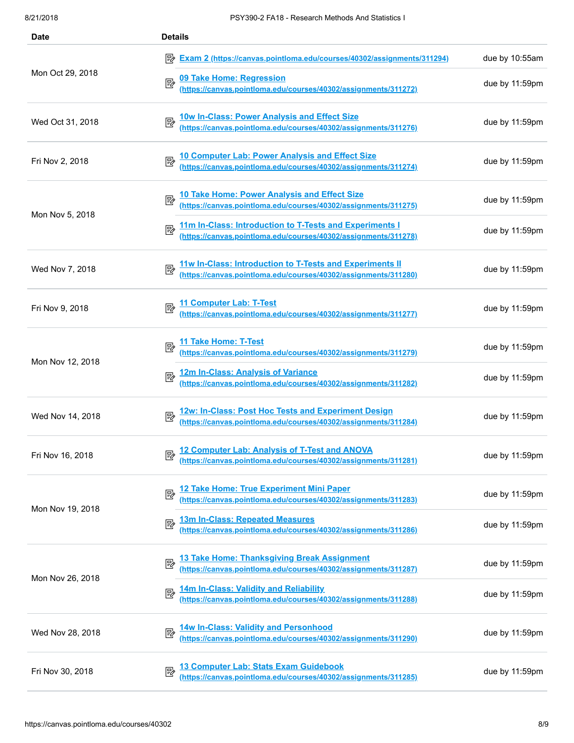| Date | Details | |
|---|---|---|
| Mon Oct 29, 2018 | Exam 2 (https://canvas.pointloma.edu/courses/40302/assignments/311294) | due by 10:55am |
| | 09 Take Home: Regression (https://canvas.pointloma.edu/courses/40302/assignments/311272) | due by 11:59pm |
| Wed Oct 31, 2018 | 10w In-Class: Power Analysis and Effect Size (https://canvas.pointloma.edu/courses/40302/assignments/311276) | due by 11:59pm |
| Fri Nov 2, 2018 | 10 Computer Lab: Power Analysis and Effect Size (https://canvas.pointloma.edu/courses/40302/assignments/311274) | due by 11:59pm |
| Mon Nov 5, 2018 | 10 Take Home: Power Analysis and Effect Size (https://canvas.pointloma.edu/courses/40302/assignments/311275) | due by 11:59pm |
| | 11m In-Class: Introduction to T-Tests and Experiments I (https://canvas.pointloma.edu/courses/40302/assignments/311278) | due by 11:59pm |
| Wed Nov 7, 2018 | 11w In-Class: Introduction to T-Tests and Experiments II (https://canvas.pointloma.edu/courses/40302/assignments/311280) | due by 11:59pm |
| Fri Nov 9, 2018 | 11 Computer Lab: T-Test (https://canvas.pointloma.edu/courses/40302/assignments/311277) | due by 11:59pm |
| Mon Nov 12, 2018 | 11 Take Home: T-Test (https://canvas.pointloma.edu/courses/40302/assignments/311279) | due by 11:59pm |
| | 12m In-Class: Analysis of Variance (https://canvas.pointloma.edu/courses/40302/assignments/311282) | due by 11:59pm |
| Wed Nov 14, 2018 | 12w: In-Class: Post Hoc Tests and Experiment Design (https://canvas.pointloma.edu/courses/40302/assignments/311284) | due by 11:59pm |
| Fri Nov 16, 2018 | 12 Computer Lab: Analysis of T-Test and ANOVA (https://canvas.pointloma.edu/courses/40302/assignments/311281) | due by 11:59pm |
| Mon Nov 19, 2018 | 12 Take Home: True Experiment Mini Paper (https://canvas.pointloma.edu/courses/40302/assignments/311283) | due by 11:59pm |
| | 13m In-Class: Repeated Measures (https://canvas.pointloma.edu/courses/40302/assignments/311286) | due by 11:59pm |
| Mon Nov 26, 2018 | 13 Take Home: Thanksgiving Break Assignment (https://canvas.pointloma.edu/courses/40302/assignments/311287) | due by 11:59pm |
| | 14m In-Class: Validity and Reliability (https://canvas.pointloma.edu/courses/40302/assignments/311288) | due by 11:59pm |
| Wed Nov 28, 2018 | 14w In-Class: Validity and Personhood (https://canvas.pointloma.edu/courses/40302/assignments/311290) | due by 11:59pm |
| Fri Nov 30, 2018 | 13 Computer Lab: Stats Exam Guidebook (https://canvas.pointloma.edu/courses/40302/assignments/311285) | due by 11:59pm |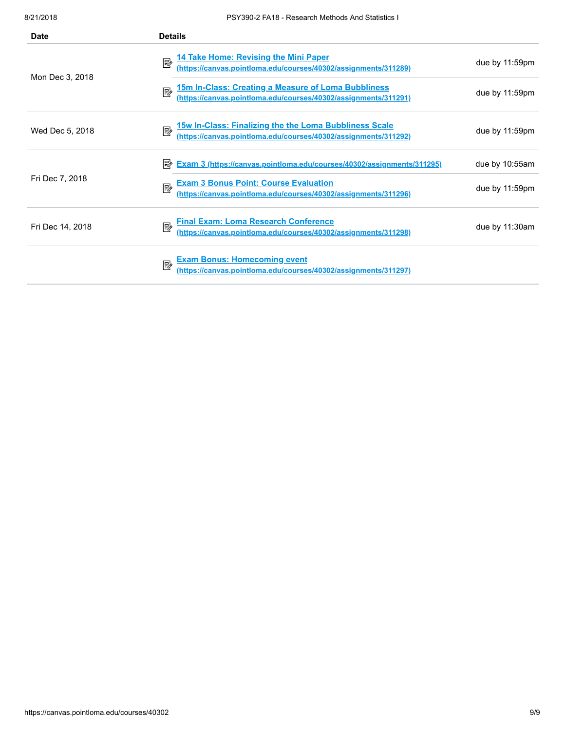| Date | Details | |
| --- | --- | --- |
| Mon Dec 3, 2018 | [14 Take Home: Revising the Mini Paper](https://canvas.pointloma.edu/courses/40302/assignments/311289) (https://canvas.pointloma.edu/courses/40302/assignments/311289) | due by 11:59pm |
| | [15m In-Class: Creating a Measure of Loma Bubbliness](https://canvas.pointloma.edu/courses/40302/assignments/311291) (https://canvas.pointloma.edu/courses/40302/assignments/311291) | due by 11:59pm |
| Wed Dec 5, 2018 | [15w In-Class: Finalizing the the Loma Bubbliness Scale](https://canvas.pointloma.edu/courses/40302/assignments/311292) (https://canvas.pointloma.edu/courses/40302/assignments/311292) | due by 11:59pm |
| Fri Dec 7, 2018 | [Exam 3](https://canvas.pointloma.edu/courses/40302/assignments/311295) (https://canvas.pointloma.edu/courses/40302/assignments/311295) | due by 10:55am |
| | [Exam 3 Bonus Point: Course Evaluation](https://canvas.pointloma.edu/courses/40302/assignments/311296) (https://canvas.pointloma.edu/courses/40302/assignments/311296) | due by 11:59pm |
| Fri Dec 14, 2018 | [Final Exam: Loma Research Conference](https://canvas.pointloma.edu/courses/40302/assignments/311298) (https://canvas.pointloma.edu/courses/40302/assignments/311298) | due by 11:30am |
| | [Exam Bonus: Homecoming event](https://canvas.pointloma.edu/courses/40302/assignments/311297) (https://canvas.pointloma.edu/courses/40302/assignments/311297) | |